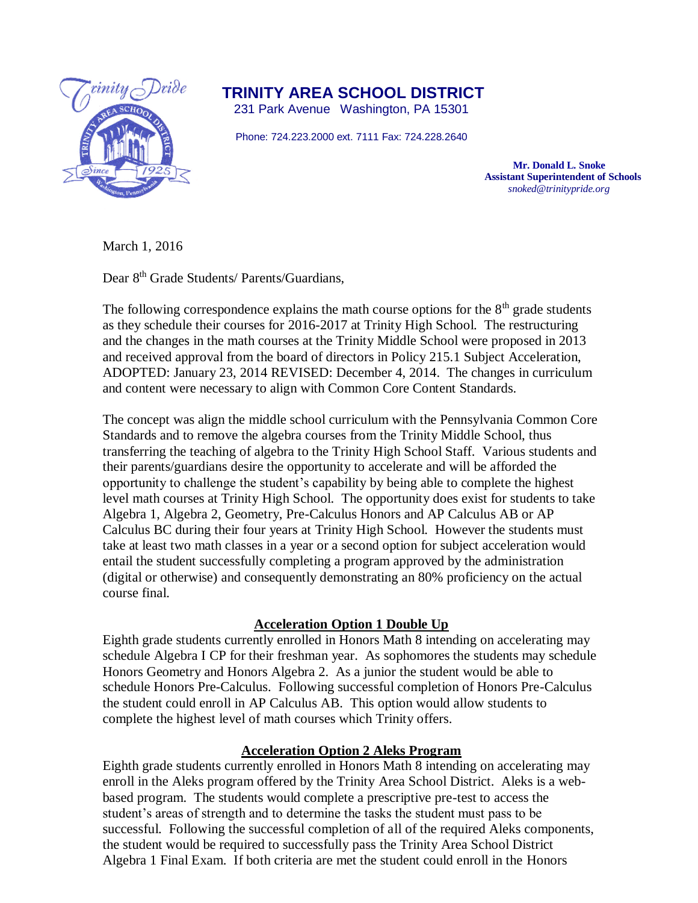# TRINITY AREA SCHOOL DISTRICT

231 Park Avenue   Washington, PA 15301

Phone: 724.223.2000 ext. 7111 Fax: 724.228.2640

**Mr. Donald L. Snoke**
**Assistant Superintendent of Schools**
*snoked@trinitypride.org*

March 1, 2016

Dear 8th Grade Students/ Parents/Guardians,

The following correspondence explains the math course options for the 8th grade students as they schedule their courses for 2016-2017 at Trinity High School. The restructuring and the changes in the math courses at the Trinity Middle School were proposed in 2013 and received approval from the board of directors in Policy 215.1 Subject Acceleration, ADOPTED: January 23, 2014 REVISED: December 4, 2014. The changes in curriculum and content were necessary to align with Common Core Content Standards.

The concept was align the middle school curriculum with the Pennsylvania Common Core Standards and to remove the algebra courses from the Trinity Middle School, thus transferring the teaching of algebra to the Trinity High School Staff. Various students and their parents/guardians desire the opportunity to accelerate and will be afforded the opportunity to challenge the student's capability by being able to complete the highest level math courses at Trinity High School. The opportunity does exist for students to take Algebra 1, Algebra 2, Geometry, Pre-Calculus Honors and AP Calculus AB or AP Calculus BC during their four years at Trinity High School. However the students must take at least two math classes in a year or a second option for subject acceleration would entail the student successfully completing a program approved by the administration (digital or otherwise) and consequently demonstrating an 80% proficiency on the actual course final.

## Acceleration Option 1 Double Up

Eighth grade students currently enrolled in Honors Math 8 intending on accelerating may schedule Algebra I CP for their freshman year. As sophomores the students may schedule Honors Geometry and Honors Algebra 2. As a junior the student would be able to schedule Honors Pre-Calculus. Following successful completion of Honors Pre-Calculus the student could enroll in AP Calculus AB. This option would allow students to complete the highest level of math courses which Trinity offers.

## Acceleration Option 2 Aleks Program

Eighth grade students currently enrolled in Honors Math 8 intending on accelerating may enroll in the Aleks program offered by the Trinity Area School District. Aleks is a web-based program. The students would complete a prescriptive pre-test to access the student's areas of strength and to determine the tasks the student must pass to be successful. Following the successful completion of all of the required Aleks components, the student would be required to successfully pass the Trinity Area School District Algebra 1 Final Exam. If both criteria are met the student could enroll in the Honors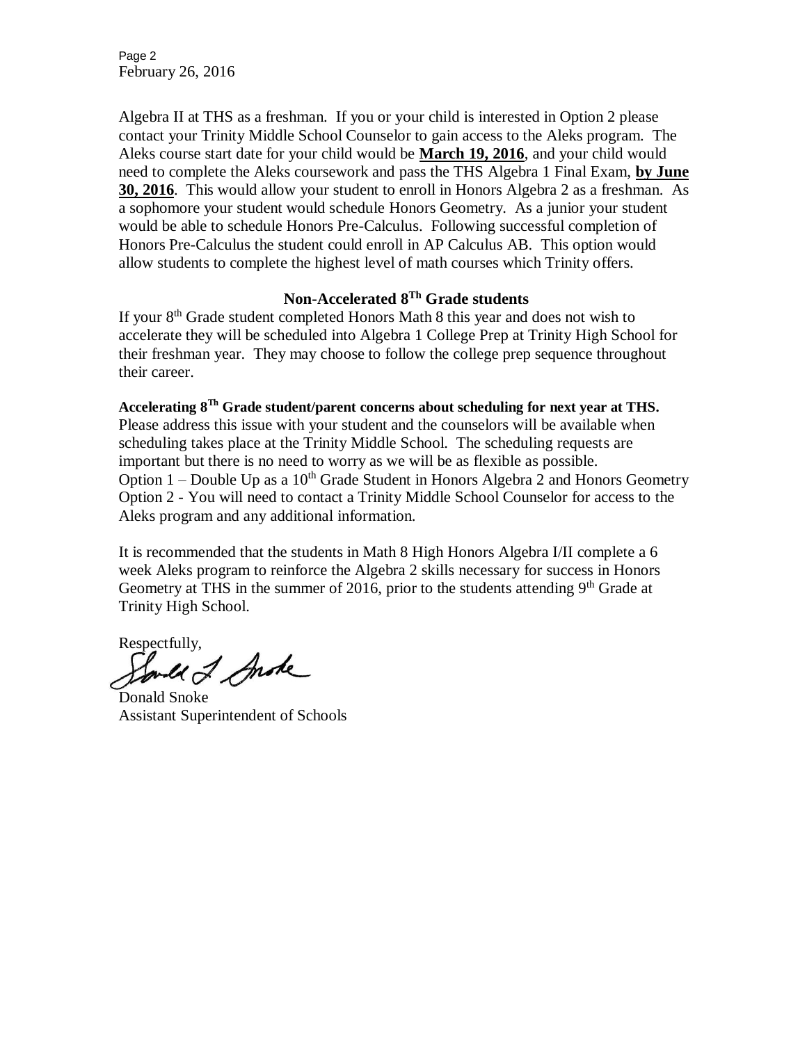Algebra II at THS as a freshman. If you or your child is interested in Option 2 please contact your Trinity Middle School Counselor to gain access to the Aleks program. The Aleks course start date for your child would be **March 19, 2016**, and your child would need to complete the Aleks coursework and pass the THS Algebra 1 Final Exam, **by June 30, 2016**. This would allow your student to enroll in Honors Algebra 2 as a freshman. As a sophomore your student would schedule Honors Geometry. As a junior your student would be able to schedule Honors Pre-Calculus. Following successful completion of Honors Pre-Calculus the student could enroll in AP Calculus AB. This option would allow students to complete the highest level of math courses which Trinity offers.

## Non-Accelerated 8Th Grade students

If your 8th Grade student completed Honors Math 8 this year and does not wish to accelerate they will be scheduled into Algebra 1 College Prep at Trinity High School for their freshman year. They may choose to follow the college prep sequence throughout their career.

**Accelerating 8Th Grade student/parent concerns about scheduling for next year at THS.**
Please address this issue with your student and the counselors will be available when scheduling takes place at the Trinity Middle School. The scheduling requests are important but there is no need to worry as we will be as flexible as possible.
Option 1 – Double Up as a 10th Grade Student in Honors Algebra 2 and Honors Geometry
Option 2 - You will need to contact a Trinity Middle School Counselor for access to the Aleks program and any additional information.

It is recommended that the students in Math 8 High Honors Algebra I/II complete a 6 week Aleks program to reinforce the Algebra 2 skills necessary for success in Honors Geometry at THS in the summer of 2016, prior to the students attending 9th Grade at Trinity High School.

Respectfully,

Donald Snoke
Assistant Superintendent of Schools